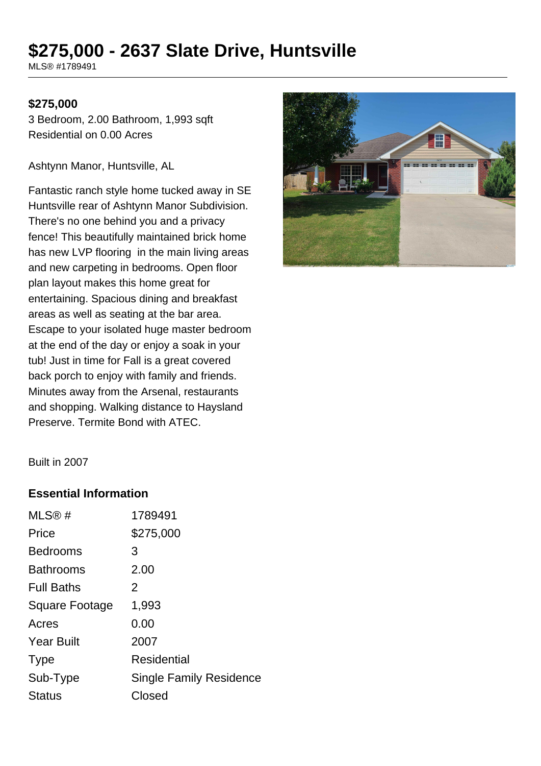# $275,000 - 2637 Slate Drive, Huntsville

MLS® #1789491

**$275,000**

3 Bedroom, 2.00 Bathroom, 1,993 sqft
Residential on 0.00 Acres

Ashtynn Manor, Huntsville, AL

Fantastic ranch style home tucked away in SE Huntsville rear of Ashtynn Manor Subdivision. There's no one behind you and a privacy fence! This beautifully maintained brick home has new LVP flooring in the main living areas and new carpeting in bedrooms. Open floor plan layout makes this home great for entertaining. Spacious dining and breakfast areas as well as seating at the bar area. Escape to your isolated huge master bedroom at the end of the day or enjoy a soak in your tub! Just in time for Fall is a great covered back porch to enjoy with family and friends. Minutes away from the Arsenal, restaurants and shopping. Walking distance to Haysland Preserve. Termite Bond with ATEC.

Built in 2007

## Essential Information

| | |
|---|---|
| MLS® # | 1789491 |
| Price | $275,000 |
| Bedrooms | 3 |
| Bathrooms | 2.00 |
| Full Baths | 2 |
| Square Footage | 1,993 |
| Acres | 0.00 |
| Year Built | 2007 |
| Type | Residential |
| Sub-Type | Single Family Residence |
| Status | Closed |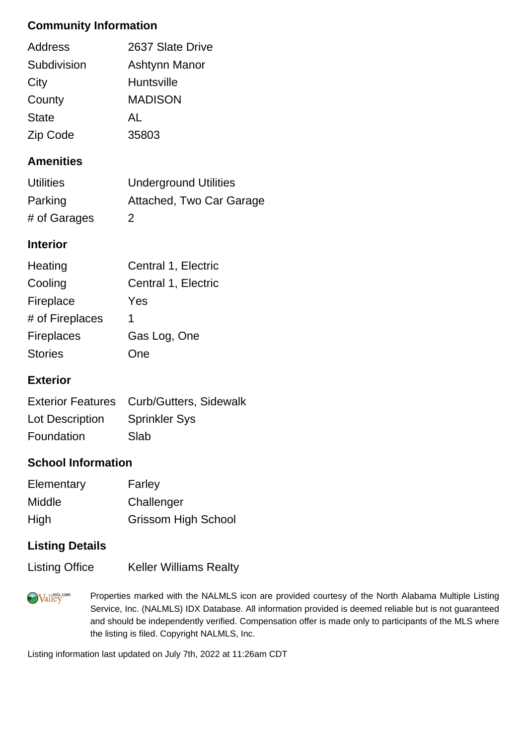## Community Information

| | |
|---|---|
| Address | 2637 Slate Drive |
| Subdivision | Ashtynn Manor |
| City | Huntsville |
| County | MADISON |
| State | AL |
| Zip Code | 35803 |

## Amenities

| | |
|---|---|
| Utilities | Underground Utilities |
| Parking | Attached, Two Car Garage |
| # of Garages | 2 |

## Interior

| | |
|---|---|
| Heating | Central 1, Electric |
| Cooling | Central 1, Electric |
| Fireplace | Yes |
| # of Fireplaces | 1 |
| Fireplaces | Gas Log, One |
| Stories | One |

## Exterior

| | |
|---|---|
| Exterior Features | Curb/Gutters, Sidewalk |
| Lot Description | Sprinkler Sys |
| Foundation | Slab |

## School Information

| | |
|---|---|
| Elementary | Farley |
| Middle | Challenger |
| High | Grissom High School |

## Listing Details

| | |
|---|---|
| Listing Office | Keller Williams Realty |

Properties marked with the NALMLS icon are provided courtesy of the North Alabama Multiple Listing Service, Inc. (NALMLS) IDX Database. All information provided is deemed reliable but is not guaranteed and should be independently verified. Compensation offer is made only to participants of the MLS where the listing is filed. Copyright NALMLS, Inc.

Listing information last updated on July 7th, 2022 at 11:26am CDT